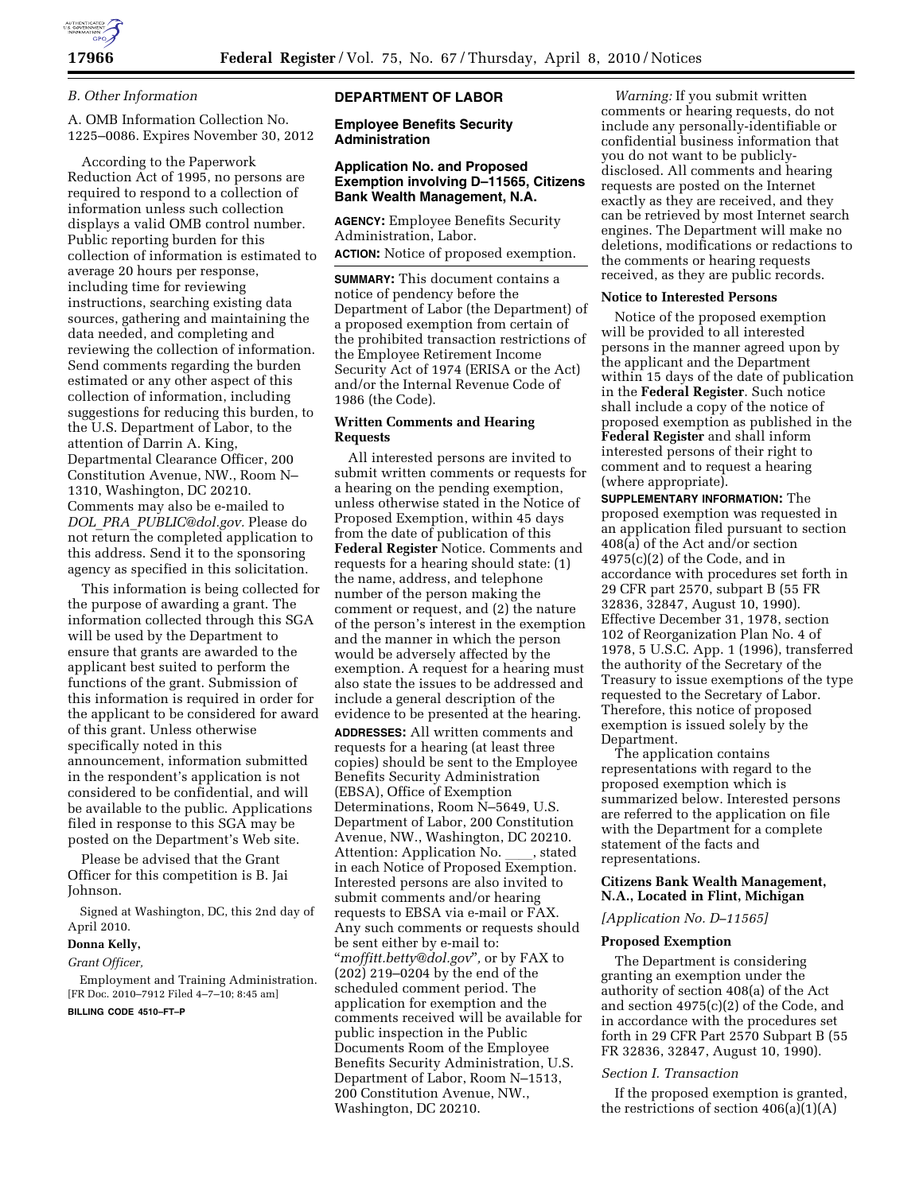*B. Other Information*

A. OMB Information Collection No. 1225–0086. Expires November 30, 2012

According to the Paperwork Reduction Act of 1995, no persons are required to respond to a collection of information unless such collection displays a valid OMB control number. Public reporting burden for this collection of information is estimated to average 20 hours per response, including time for reviewing instructions, searching existing data sources, gathering and maintaining the data needed, and completing and reviewing the collection of information. Send comments regarding the burden estimated or any other aspect of this collection of information, including suggestions for reducing this burden, to the U.S. Department of Labor, to the attention of Darrin A. King, Departmental Clearance Officer, 200 Constitution Avenue, NW., Room N–1310, Washington, DC 20210. Comments may also be e-mailed to *DOL_PRA_PUBLIC@dol.gov.* Please do not return the completed application to this address. Send it to the sponsoring agency as specified in this solicitation.

This information is being collected for the purpose of awarding a grant. The information collected through this SGA will be used by the Department to ensure that grants are awarded to the applicant best suited to perform the functions of the grant. Submission of this information is required in order for the applicant to be considered for award of this grant. Unless otherwise specifically noted in this announcement, information submitted in the respondent's application is not considered to be confidential, and will be available to the public. Applications filed in response to this SGA may be posted on the Department's Web site.

Please be advised that the Grant Officer for this competition is B. Jai Johnson.

Signed at Washington, DC, this 2nd day of April 2010.

**Donna Kelly,**

*Grant Officer,*

Employment and Training Administration.

[FR Doc. 2010–7912 Filed 4–7–10; 8:45 am]

**BILLING CODE 4510–FT–P**

## DEPARTMENT OF LABOR

### Employee Benefits Security Administration

### Application No. and Proposed Exemption involving D–11565, Citizens Bank Wealth Management, N.A.

**AGENCY:** Employee Benefits Security Administration, Labor.

**ACTION:** Notice of proposed exemption.

**SUMMARY:** This document contains a notice of pendency before the Department of Labor (the Department) of a proposed exemption from certain of the prohibited transaction restrictions of the Employee Retirement Income Security Act of 1974 (ERISA or the Act) and/or the Internal Revenue Code of 1986 (the Code).

**Written Comments and Hearing Requests**

All interested persons are invited to submit written comments or requests for a hearing on the pending exemption, unless otherwise stated in the Notice of Proposed Exemption, within 45 days from the date of publication of this **Federal Register** Notice. Comments and requests for a hearing should state: (1) the name, address, and telephone number of the person making the comment or request, and (2) the nature of the person's interest in the exemption and the manner in which the person would be adversely affected by the exemption. A request for a hearing must also state the issues to be addressed and include a general description of the evidence to be presented at the hearing.

**ADDRESSES:** All written comments and requests for a hearing (at least three copies) should be sent to the Employee Benefits Security Administration (EBSA), Office of Exemption Determinations, Room N–5649, U.S. Department of Labor, 200 Constitution Avenue, NW., Washington, DC 20210. Attention: Application No. ____, stated in each Notice of Proposed Exemption. Interested persons are also invited to submit comments and/or hearing requests to EBSA via e-mail or FAX. Any such comments or requests should be sent either by e-mail to: "*moffitt.betty@dol.gov*", or by FAX to (202) 219–0204 by the end of the scheduled comment period. The application for exemption and the comments received will be available for public inspection in the Public Documents Room of the Employee Benefits Security Administration, U.S. Department of Labor, Room N–1513, 200 Constitution Avenue, NW., Washington, DC 20210.

*Warning:* If you submit written comments or hearing requests, do not include any personally-identifiable or confidential business information that you do not want to be publicly-disclosed. All comments and hearing requests are posted on the Internet exactly as they are received, and they can be retrieved by most Internet search engines. The Department will make no deletions, modifications or redactions to the comments or hearing requests received, as they are public records.

**Notice to Interested Persons**

Notice of the proposed exemption will be provided to all interested persons in the manner agreed upon by the applicant and the Department within 15 days of the date of publication in the **Federal Register**. Such notice shall include a copy of the notice of proposed exemption as published in the **Federal Register** and shall inform interested persons of their right to comment and to request a hearing (where appropriate).

**SUPPLEMENTARY INFORMATION:** The proposed exemption was requested in an application filed pursuant to section 408(a) of the Act and/or section 4975(c)(2) of the Code, and in accordance with procedures set forth in 29 CFR part 2570, subpart B (55 FR 32836, 32847, August 10, 1990). Effective December 31, 1978, section 102 of Reorganization Plan No. 4 of 1978, 5 U.S.C. App. 1 (1996), transferred the authority of the Secretary of the Treasury to issue exemptions of the type requested to the Secretary of Labor. Therefore, this notice of proposed exemption is issued solely by the Department.

The application contains representations with regard to the proposed exemption which is summarized below. Interested persons are referred to the application on file with the Department for a complete statement of the facts and representations.

### Citizens Bank Wealth Management, N.A., Located in Flint, Michigan

*[Application No. D–11565]*

**Proposed Exemption**

The Department is considering granting an exemption under the authority of section 408(a) of the Act and section 4975(c)(2) of the Code, and in accordance with the procedures set forth in 29 CFR Part 2570 Subpart B (55 FR 32836, 32847, August 10, 1990).

*Section I. Transaction*

If the proposed exemption is granted, the restrictions of section 406(a)(1)(A)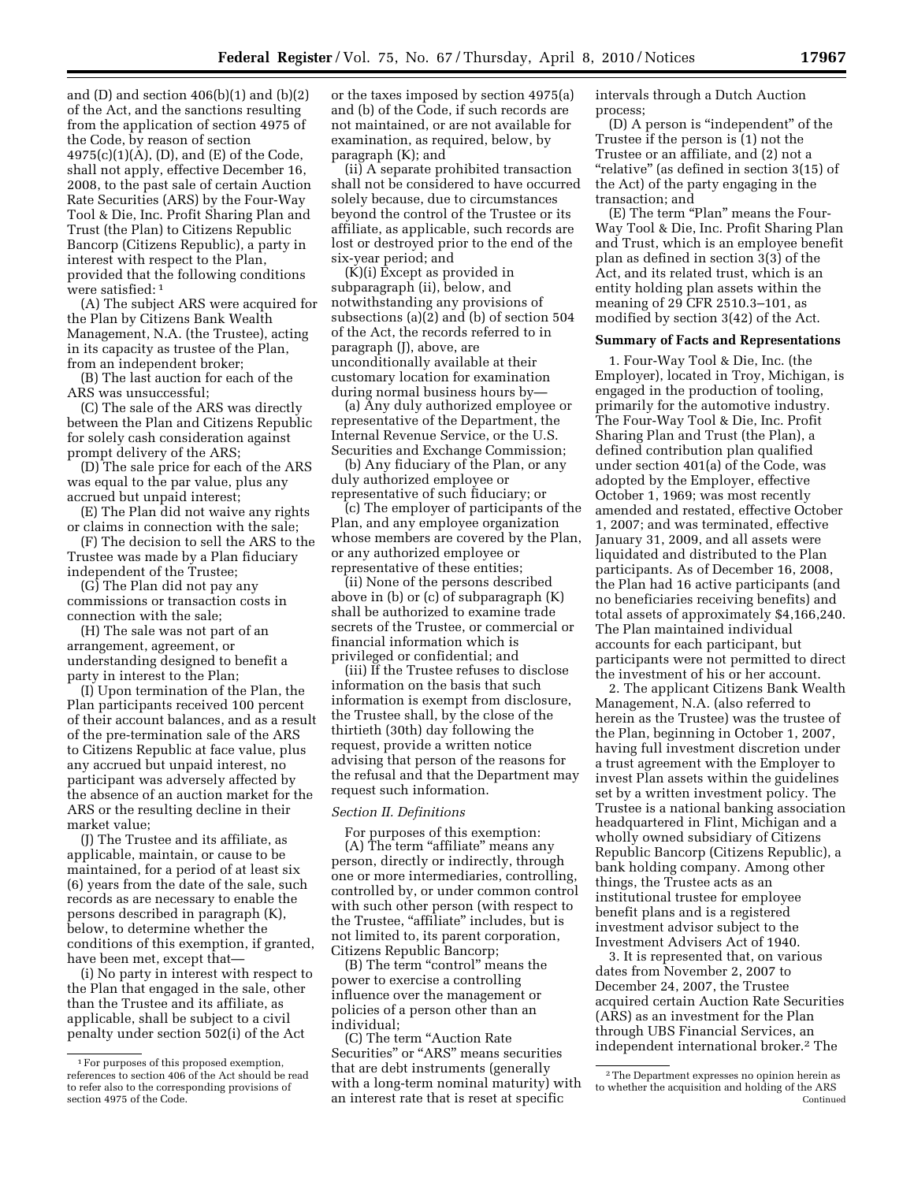and (D) and section 406(b)(1) and (b)(2) of the Act, and the sanctions resulting from the application of section 4975 of the Code, by reason of section 4975(c)(1)(A), (D), and (E) of the Code, shall not apply, effective December 16, 2008, to the past sale of certain Auction Rate Securities (ARS) by the Four-Way Tool & Die, Inc. Profit Sharing Plan and Trust (the Plan) to Citizens Republic Bancorp (Citizens Republic), a party in interest with respect to the Plan, provided that the following conditions were satisfied: [1]

(A) The subject ARS were acquired for the Plan by Citizens Bank Wealth Management, N.A. (the Trustee), acting in its capacity as trustee of the Plan, from an independent broker;

(B) The last auction for each of the ARS was unsuccessful;

(C) The sale of the ARS was directly between the Plan and Citizens Republic for solely cash consideration against prompt delivery of the ARS;

(D) The sale price for each of the ARS was equal to the par value, plus any accrued but unpaid interest;

(E) The Plan did not waive any rights or claims in connection with the sale;

(F) The decision to sell the ARS to the Trustee was made by a Plan fiduciary independent of the Trustee;

(G) The Plan did not pay any commissions or transaction costs in connection with the sale;

(H) The sale was not part of an arrangement, agreement, or understanding designed to benefit a party in interest to the Plan;

(I) Upon termination of the Plan, the Plan participants received 100 percent of their account balances, and as a result of the pre-termination sale of the ARS to Citizens Republic at face value, plus any accrued but unpaid interest, no participant was adversely affected by the absence of an auction market for the ARS or the resulting decline in their market value;

(J) The Trustee and its affiliate, as applicable, maintain, or cause to be maintained, for a period of at least six (6) years from the date of the sale, such records as are necessary to enable the persons described in paragraph (K), below, to determine whether the conditions of this exemption, if granted, have been met, except that—

(i) No party in interest with respect to the Plan that engaged in the sale, other than the Trustee and its affiliate, as applicable, shall be subject to a civil penalty under section 502(i) of the Act or the taxes imposed by section 4975(a) and (b) of the Code, if such records are not maintained, or are not available for examination, as required, below, by paragraph (K); and

(ii) A separate prohibited transaction shall not be considered to have occurred solely because, due to circumstances beyond the control of the Trustee or its affiliate, as applicable, such records are lost or destroyed prior to the end of the six-year period; and

(K)(i) Except as provided in subparagraph (ii), below, and notwithstanding any provisions of subsections (a)(2) and (b) of section 504 of the Act, the records referred to in paragraph (J), above, are unconditionally available at their customary location for examination during normal business hours by—

(a) Any duly authorized employee or representative of the Department, the Internal Revenue Service, or the U.S. Securities and Exchange Commission;

(b) Any fiduciary of the Plan, or any duly authorized employee or representative of such fiduciary; or

(c) The employer of participants of the Plan, and any employee organization whose members are covered by the Plan, or any authorized employee or representative of these entities;

(ii) None of the persons described above in (b) or (c) of subparagraph (K) shall be authorized to examine trade secrets of the Trustee, or commercial or financial information which is privileged or confidential; and

(iii) If the Trustee refuses to disclose information on the basis that such information is exempt from disclosure, the Trustee shall, by the close of the thirtieth (30th) day following the request, provide a written notice advising that person of the reasons for the refusal and that the Department may request such information.

*Section II. Definitions*

For purposes of this exemption:

(A) The term "affiliate" means any person, directly or indirectly, through one or more intermediaries, controlling, controlled by, or under common control with such other person (with respect to the Trustee, "affiliate" includes, but is not limited to, its parent corporation, Citizens Republic Bancorp;

(B) The term "control" means the power to exercise a controlling influence over the management or policies of a person other than an individual;

(C) The term "Auction Rate Securities" or "ARS" means securities that are debt instruments (generally with a long-term nominal maturity) with an interest rate that is reset at specific intervals through a Dutch Auction process;

(D) A person is "independent" of the Trustee if the person is (1) not the Trustee or an affiliate, and (2) not a "relative" (as defined in section 3(15) of the Act) of the party engaging in the transaction; and

(E) The term "Plan" means the Four-Way Tool & Die, Inc. Profit Sharing Plan and Trust, which is an employee benefit plan as defined in section 3(3) of the Act, and its related trust, which is an entity holding plan assets within the meaning of 29 CFR 2510.3–101, as modified by section 3(42) of the Act.

**Summary of Facts and Representations**

1. Four-Way Tool & Die, Inc. (the Employer), located in Troy, Michigan, is engaged in the production of tooling, primarily for the automotive industry. The Four-Way Tool & Die, Inc. Profit Sharing Plan and Trust (the Plan), a defined contribution plan qualified under section 401(a) of the Code, was adopted by the Employer, effective October 1, 1969; was most recently amended and restated, effective October 1, 2007; and was terminated, effective January 31, 2009, and all assets were liquidated and distributed to the Plan participants. As of December 16, 2008, the Plan had 16 active participants (and no beneficiaries receiving benefits) and total assets of approximately $4,166,240. The Plan maintained individual accounts for each participant, but participants were not permitted to direct the investment of his or her account.

2. The applicant Citizens Bank Wealth Management, N.A. (also referred to herein as the Trustee) was the trustee of the Plan, beginning in October 1, 2007, having full investment discretion under a trust agreement with the Employer to invest Plan assets within the guidelines set by a written investment policy. The Trustee is a national banking association headquartered in Flint, Michigan and a wholly owned subsidiary of Citizens Republic Bancorp (Citizens Republic), a bank holding company. Among other things, the Trustee acts as an institutional trustee for employee benefit plans and is a registered investment advisor subject to the Investment Advisers Act of 1940.

3. It is represented that, on various dates from November 2, 2007 to December 24, 2007, the Trustee acquired certain Auction Rate Securities (ARS) as an investment for the Plan through UBS Financial Services, an independent international broker.[2] The

[1] For purposes of this proposed exemption, references to section 406 of the Act should be read to refer also to the corresponding provisions of section 4975 of the Code.

[2] The Department expresses no opinion herein as to whether the acquisition and holding of the ARS Continued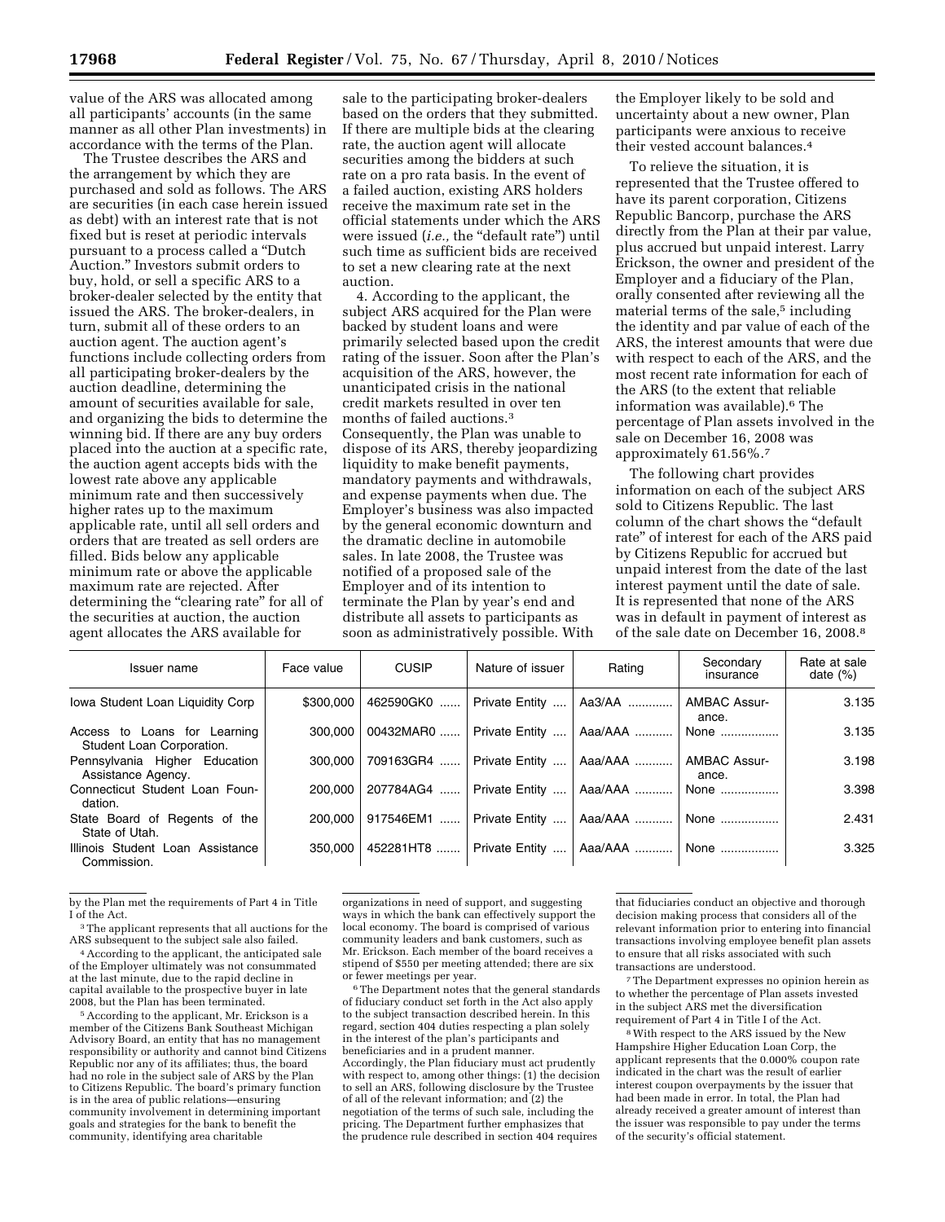value of the ARS was allocated among all participants' accounts (in the same manner as all other Plan investments) in accordance with the terms of the Plan.

The Trustee describes the ARS and the arrangement by which they are purchased and sold as follows. The ARS are securities (in each case herein issued as debt) with an interest rate that is not fixed but is reset at periodic intervals pursuant to a process called a "Dutch Auction." Investors submit orders to buy, hold, or sell a specific ARS to a broker-dealer selected by the entity that issued the ARS. The broker-dealers, in turn, submit all of these orders to an auction agent. The auction agent's functions include collecting orders from all participating broker-dealers by the auction deadline, determining the amount of securities available for sale, and organizing the bids to determine the winning bid. If there are any buy orders placed into the auction at a specific rate, the auction agent accepts bids with the lowest rate above any applicable minimum rate and then successively higher rates up to the maximum applicable rate, until all sell orders and orders that are treated as sell orders are filled. Bids below any applicable minimum rate or above the applicable maximum rate are rejected. After determining the "clearing rate" for all of the securities at auction, the auction agent allocates the ARS available for sale to the participating broker-dealers based on the orders that they submitted. If there are multiple bids at the clearing rate, the auction agent will allocate securities among the bidders at such rate on a pro rata basis. In the event of a failed auction, existing ARS holders receive the maximum rate set in the official statements under which the ARS were issued (*i.e.*, the "default rate") until such time as sufficient bids are received to set a new clearing rate at the next auction.

4. According to the applicant, the subject ARS acquired for the Plan were backed by student loans and were primarily selected based upon the credit rating of the issuer. Soon after the Plan's acquisition of the ARS, however, the unanticipated crisis in the national credit markets resulted in over ten months of failed auctions.[3] Consequently, the Plan was unable to dispose of its ARS, thereby jeopardizing liquidity to make benefit payments, mandatory payments and withdrawals, and expense payments when due. The Employer's business was also impacted by the general economic downturn and the dramatic decline in automobile sales. In late 2008, the Trustee was notified of a proposed sale of the Employer and of its intention to terminate the Plan by year's end and distribute all assets to participants as soon as administratively possible. With the Employer likely to be sold and uncertainty about a new owner, Plan participants were anxious to receive their vested account balances.[4]

To relieve the situation, it is represented that the Trustee offered to have its parent corporation, Citizens Republic Bancorp, purchase the ARS directly from the Plan at their par value, plus accrued but unpaid interest. Larry Erickson, the owner and president of the Employer and a fiduciary of the Plan, orally consented after reviewing all the material terms of the sale,[5] including the identity and par value of each of the ARS, the interest amounts that were due with respect to each of the ARS, and the most recent rate information for each of the ARS (to the extent that reliable information was available).[6] The percentage of Plan assets involved in the sale on December 16, 2008 was approximately 61.56%.[7]

The following chart provides information on each of the subject ARS sold to Citizens Republic. The last column of the chart shows the "default rate" of interest for each of the ARS paid by Citizens Republic for accrued but unpaid interest from the date of the last interest payment until the date of sale. It is represented that none of the ARS was in default in payment of interest as of the sale date on December 16, 2008.[8]

| Issuer name | Face value | CUSIP | Nature of issuer | Rating | Secondary insurance | Rate at sale date (%) |
|---|---|---|---|---|---|---|
| Iowa Student Loan Liquidity Corp | $300,000 | 462590GK0 | Private Entity | Aa3/AA | AMBAC Assurance. | 3.135 |
| Access to Loans for Learning Student Loan Corporation. | 300,000 | 00432MAR0 | Private Entity | Aaa/AAA | None | 3.135 |
| Pennsylvania Higher Education Assistance Agency. | 300,000 | 709163GR4 | Private Entity | Aaa/AAA | AMBAC Assurance. | 3.198 |
| Connecticut Student Loan Foundation. | 200,000 | 207784AG4 | Private Entity | Aaa/AAA | None | 3.398 |
| State Board of Regents of the State of Utah. | 200,000 | 917546EM1 | Private Entity | Aaa/AAA | None | 2.431 |
| Illinois Student Loan Assistance Commission. | 350,000 | 452281HT8 | Private Entity | Aaa/AAA | None | 3.325 |

---

by the Plan met the requirements of Part 4 in Title I of the Act.

[3] The applicant represents that all auctions for the ARS subsequent to the subject sale also failed.

[4] According to the applicant, the anticipated sale of the Employer ultimately was not consummated at the last minute, due to the rapid decline in capital available to the prospective buyer in late 2008, but the Plan has been terminated.

[5] According to the applicant, Mr. Erickson is a member of the Citizens Bank Southeast Michigan Advisory Board, an entity that has no management responsibility or authority and cannot bind Citizens Republic nor any of its affiliates; thus, the board had no role in the subject sale of ARS by the Plan to Citizens Republic. The board's primary function is in the area of public relations—ensuring community involvement in determining important goals and strategies for the bank to benefit the community, identifying area charitable organizations in need of support, and suggesting ways in which the bank can effectively support the local economy. The board is comprised of various community leaders and bank customers, such as Mr. Erickson. Each member of the board receives a stipend of $550 per meeting attended; there are six or fewer meetings per year.

[6] The Department notes that the general standards of fiduciary conduct set forth in the Act also apply to the subject transaction described herein. In this regard, section 404 duties respecting a plan solely in the interest of the plan's participants and beneficiaries and in a prudent manner. Accordingly, the Plan fiduciary must act prudently with respect to, among other things: (1) the decision to sell an ARS, following disclosure by the Trustee of all of the relevant information; and (2) the negotiation of the terms of such sale, including the pricing. The Department further emphasizes that the prudence rule described in section 404 requires that fiduciaries conduct an objective and thorough decision making process that considers all of the relevant information prior to entering into financial transactions involving employee benefit plan assets to ensure that all risks associated with such transactions are understood.

[7] The Department expresses no opinion herein as to whether the percentage of Plan assets invested in the subject ARS met the diversification requirement of Part 4 in Title I of the Act.

[8] With respect to the ARS issued by the New Hampshire Higher Education Loan Corp, the applicant represents that the 0.000% coupon rate indicated in the chart was the result of earlier interest coupon overpayments by the issuer that had been made in error. In total, the Plan had already received a greater amount of interest than the issuer was responsible to pay under the terms of the security's official statement.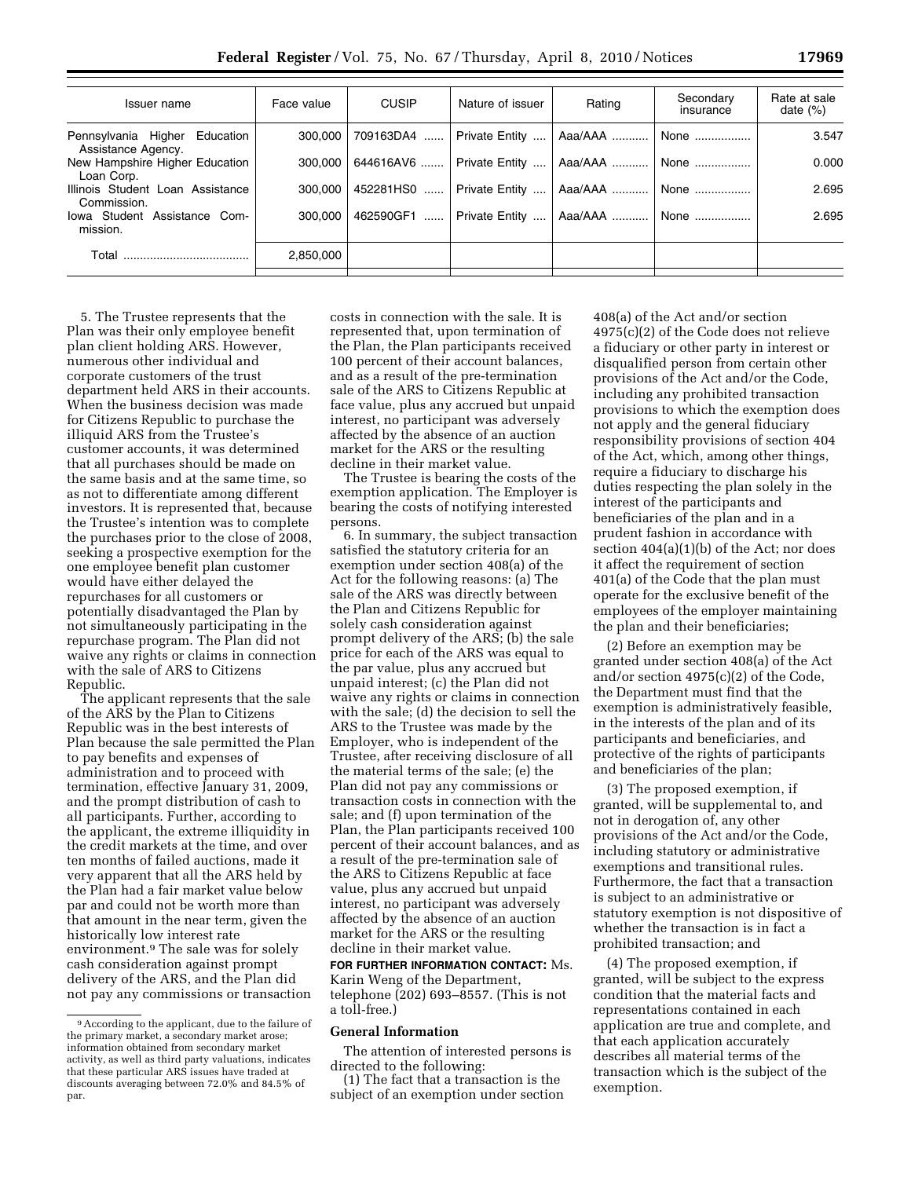| Issuer name | Face value | CUSIP | Nature of issuer | Rating | Secondary insurance | Rate at sale date (%) |
|---|---|---|---|---|---|---|
| Pennsylvania Higher Education Assistance Agency. | 300,000 | 709163DA4 | Private Entity | Aaa/AAA | None | 3.547 |
| New Hampshire Higher Education Loan Corp. | 300,000 | 644616AV6 | Private Entity | Aaa/AAA | None | 0.000 |
| Illinois Student Loan Assistance Commission. | 300,000 | 452281HS0 | Private Entity | Aaa/AAA | None | 2.695 |
| Iowa Student Assistance Commission. | 300,000 | 462590GF1 | Private Entity | Aaa/AAA | None | 2.695 |
| Total | 2,850,000 | | | | | |

5. The Trustee represents that the Plan was their only employee benefit plan client holding ARS. However, numerous other individual and corporate customers of the trust department held ARS in their accounts. When the business decision was made for Citizens Republic to purchase the illiquid ARS from the Trustee's customer accounts, it was determined that all purchases should be made on the same basis and at the same time, so as not to differentiate among different investors. It is represented that, because the Trustee's intention was to complete the purchases prior to the close of 2008, seeking a prospective exemption for the one employee benefit plan customer would have either delayed the repurchases for all customers or potentially disadvantaged the Plan by not simultaneously participating in the repurchase program. The Plan did not waive any rights or claims in connection with the sale of ARS to Citizens Republic.

The applicant represents that the sale of the ARS by the Plan to Citizens Republic was in the best interests of Plan because the sale permitted the Plan to pay benefits and expenses of administration and to proceed with termination, effective January 31, 2009, and the prompt distribution of cash to all participants. Further, according to the applicant, the extreme illiquidity in the credit markets at the time, and over ten months of failed auctions, made it very apparent that all the ARS held by the Plan had a fair market value below par and could not be worth more than that amount in the near term, given the historically low interest rate environment.[9] The sale was for solely cash consideration against prompt delivery of the ARS, and the Plan did not pay any commissions or transaction costs in connection with the sale. It is represented that, upon termination of the Plan, the Plan participants received 100 percent of their account balances, and as a result of the pre-termination sale of the ARS to Citizens Republic at face value, plus any accrued but unpaid interest, no participant was adversely affected by the absence of an auction market for the ARS or the resulting decline in their market value.

The Trustee is bearing the costs of the exemption application. The Employer is bearing the costs of notifying interested persons.

6. In summary, the subject transaction satisfied the statutory criteria for an exemption under section 408(a) of the Act for the following reasons: (a) The sale of the ARS was directly between the Plan and Citizens Republic for solely cash consideration against prompt delivery of the ARS; (b) the sale price for each of the ARS was equal to the par value, plus any accrued but unpaid interest; (c) the Plan did not waive any rights or claims in connection with the sale; (d) the decision to sell the ARS to the Trustee was made by the Employer, who is independent of the Trustee, after receiving disclosure of all the material terms of the sale; (e) the Plan did not pay any commissions or transaction costs in connection with the sale; and (f) upon termination of the Plan, the Plan participants received 100 percent of their account balances, and as a result of the pre-termination sale of the ARS to Citizens Republic at face value, plus any accrued but unpaid interest, no participant was adversely affected by the absence of an auction market for the ARS or the resulting decline in their market value.

**FOR FURTHER INFORMATION CONTACT:** Ms. Karin Weng of the Department, telephone (202) 693–8557. (This is not a toll-free.)

**General Information**

The attention of interested persons is directed to the following:

(1) The fact that a transaction is the subject of an exemption under section 408(a) of the Act and/or section 4975(c)(2) of the Code does not relieve a fiduciary or other party in interest or disqualified person from certain other provisions of the Act and/or the Code, including any prohibited transaction provisions to which the exemption does not apply and the general fiduciary responsibility provisions of section 404 of the Act, which, among other things, require a fiduciary to discharge his duties respecting the plan solely in the interest of the participants and beneficiaries of the plan and in a prudent fashion in accordance with section 404(a)(1)(b) of the Act; nor does it affect the requirement of section 401(a) of the Code that the plan must operate for the exclusive benefit of the employees of the employer maintaining the plan and their beneficiaries;

(2) Before an exemption may be granted under section 408(a) of the Act and/or section 4975(c)(2) of the Code, the Department must find that the exemption is administratively feasible, in the interests of the plan and of its participants and beneficiaries, and protective of the rights of participants and beneficiaries of the plan;

(3) The proposed exemption, if granted, will be supplemental to, and not in derogation of, any other provisions of the Act and/or the Code, including statutory or administrative exemptions and transitional rules. Furthermore, the fact that a transaction is subject to an administrative or statutory exemption is not dispositive of whether the transaction is in fact a prohibited transaction; and

(4) The proposed exemption, if granted, will be subject to the express condition that the material facts and representations contained in each application are true and complete, and that each application accurately describes all material terms of the transaction which is the subject of the exemption.

[9] According to the applicant, due to the failure of the primary market, a secondary market arose; information obtained from secondary market activity, as well as third party valuations, indicates that these particular ARS issues have traded at discounts averaging between 72.0% and 84.5% of par.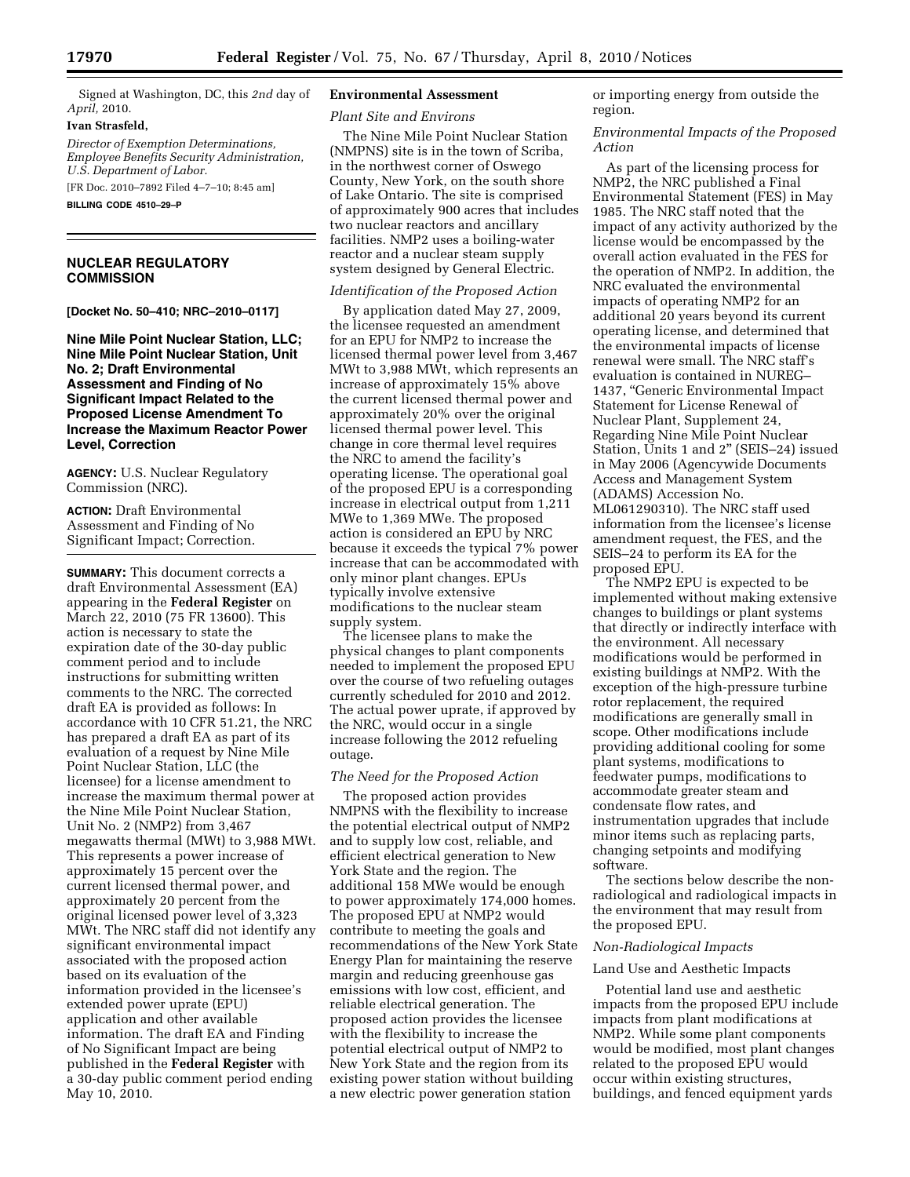Signed at Washington, DC, this *2nd* day of *April,* 2010.

**Ivan Strasfeld,**

*Director of Exemption Determinations, Employee Benefits Security Administration, U.S. Department of Labor.*

[FR Doc. 2010–7892 Filed 4–7–10; 8:45 am]

**BILLING CODE 4510–29–P**

## NUCLEAR REGULATORY COMMISSION

**[Docket No. 50–410; NRC–2010–0117]**

## Nine Mile Point Nuclear Station, LLC; Nine Mile Point Nuclear Station, Unit No. 2; Draft Environmental Assessment and Finding of No Significant Impact Related to the Proposed License Amendment To Increase the Maximum Reactor Power Level, Correction

**AGENCY:** U.S. Nuclear Regulatory Commission (NRC).

**ACTION:** Draft Environmental Assessment and Finding of No Significant Impact; Correction.

**SUMMARY:** This document corrects a draft Environmental Assessment (EA) appearing in the **Federal Register** on March 22, 2010 (75 FR 13600). This action is necessary to state the expiration date of the 30-day public comment period and to include instructions for submitting written comments to the NRC. The corrected draft EA is provided as follows: In accordance with 10 CFR 51.21, the NRC has prepared a draft EA as part of its evaluation of a request by Nine Mile Point Nuclear Station, LLC (the licensee) for a license amendment to increase the maximum thermal power at the Nine Mile Point Nuclear Station, Unit No. 2 (NMP2) from 3,467 megawatts thermal (MWt) to 3,988 MWt. This represents a power increase of approximately 15 percent over the current licensed thermal power, and approximately 20 percent from the original licensed power level of 3,323 MWt. The NRC staff did not identify any significant environmental impact associated with the proposed action based on its evaluation of the information provided in the licensee's extended power uprate (EPU) application and other available information. The draft EA and Finding of No Significant Impact are being published in the **Federal Register** with a 30-day public comment period ending May 10, 2010.

**Environmental Assessment**

*Plant Site and Environs*

The Nine Mile Point Nuclear Station (NMPNS) site is in the town of Scriba, in the northwest corner of Oswego County, New York, on the south shore of Lake Ontario. The site is comprised of approximately 900 acres that includes two nuclear reactors and ancillary facilities. NMP2 uses a boiling-water reactor and a nuclear steam supply system designed by General Electric.

*Identification of the Proposed Action*

By application dated May 27, 2009, the licensee requested an amendment for an EPU for NMP2 to increase the licensed thermal power level from 3,467 MWt to 3,988 MWt, which represents an increase of approximately 15% above the current licensed thermal power and approximately 20% over the original licensed thermal power level. This change in core thermal level requires the NRC to amend the facility's operating license. The operational goal of the proposed EPU is a corresponding increase in electrical output from 1,211 MWe to 1,369 MWe. The proposed action is considered an EPU by NRC because it exceeds the typical 7% power increase that can be accommodated with only minor plant changes. EPUs typically involve extensive modifications to the nuclear steam supply system.

The licensee plans to make the physical changes to plant components needed to implement the proposed EPU over the course of two refueling outages currently scheduled for 2010 and 2012. The actual power uprate, if approved by the NRC, would occur in a single increase following the 2012 refueling outage.

*The Need for the Proposed Action*

The proposed action provides NMPNS with the flexibility to increase the potential electrical output of NMP2 and to supply low cost, reliable, and efficient electrical generation to New York State and the region. The additional 158 MWe would be enough to power approximately 174,000 homes. The proposed EPU at NMP2 would contribute to meeting the goals and recommendations of the New York State Energy Plan for maintaining the reserve margin and reducing greenhouse gas emissions with low cost, efficient, and reliable electrical generation. The proposed action provides the licensee with the flexibility to increase the potential electrical output of NMP2 to New York State and the region from its existing power station without building a new electric power generation station or importing energy from outside the region.

*Environmental Impacts of the Proposed Action*

As part of the licensing process for NMP2, the NRC published a Final Environmental Statement (FES) in May 1985. The NRC staff noted that the impact of any activity authorized by the license would be encompassed by the overall action evaluated in the FES for the operation of NMP2. In addition, the NRC evaluated the environmental impacts of operating NMP2 for an additional 20 years beyond its current operating license, and determined that the environmental impacts of license renewal were small. The NRC staff's evaluation is contained in NUREG–1437, "Generic Environmental Impact Statement for License Renewal of Nuclear Plant, Supplement 24, Regarding Nine Mile Point Nuclear Station, Units 1 and 2" (SEIS–24) issued in May 2006 (Agencywide Documents Access and Management System (ADAMS) Accession No. ML061290310). The NRC staff used information from the licensee's license amendment request, the FES, and the SEIS–24 to perform its EA for the proposed EPU.

The NMP2 EPU is expected to be implemented without making extensive changes to buildings or plant systems that directly or indirectly interface with the environment. All necessary modifications would be performed in existing buildings at NMP2. With the exception of the high-pressure turbine rotor replacement, the required modifications are generally small in scope. Other modifications include providing additional cooling for some plant systems, modifications to feedwater pumps, modifications to accommodate greater steam and condensate flow rates, and instrumentation upgrades that include minor items such as replacing parts, changing setpoints and modifying software.

The sections below describe the non-radiological and radiological impacts in the environment that may result from the proposed EPU.

*Non-Radiological Impacts*

Land Use and Aesthetic Impacts

Potential land use and aesthetic impacts from the proposed EPU include impacts from plant modifications at NMP2. While some plant components would be modified, most plant changes related to the proposed EPU would occur within existing structures, buildings, and fenced equipment yards